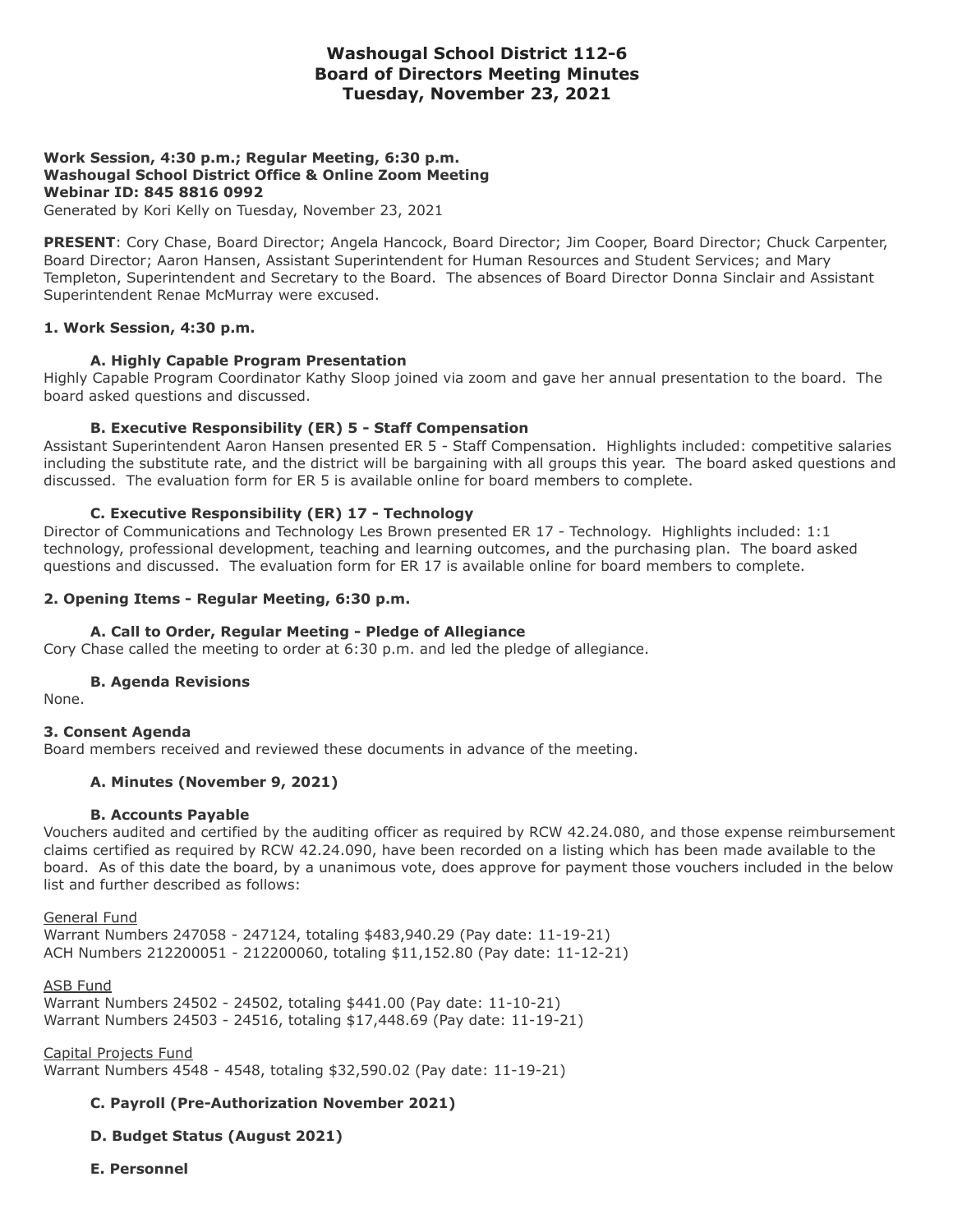# Washougal School District 112-6
# Board of Directors Meeting Minutes
# Tuesday, November 23, 2021

**Work Session, 4:30 p.m.; Regular Meeting, 6:30 p.m.**
**Washougal School District Office & Online Zoom Meeting**
**Webinar ID: 845 8816 0992**
Generated by Kori Kelly on Tuesday, November 23, 2021

**PRESENT**: Cory Chase, Board Director; Angela Hancock, Board Director; Jim Cooper, Board Director; Chuck Carpenter, Board Director; Aaron Hansen, Assistant Superintendent for Human Resources and Student Services; and Mary Templeton, Superintendent and Secretary to the Board. The absences of Board Director Donna Sinclair and Assistant Superintendent Renae McMurray were excused.

## 1. Work Session, 4:30 p.m.

### A. Highly Capable Program Presentation

Highly Capable Program Coordinator Kathy Sloop joined via zoom and gave her annual presentation to the board. The board asked questions and discussed.

### B. Executive Responsibility (ER) 5 - Staff Compensation

Assistant Superintendent Aaron Hansen presented ER 5 - Staff Compensation. Highlights included: competitive salaries including the substitute rate, and the district will be bargaining with all groups this year. The board asked questions and discussed. The evaluation form for ER 5 is available online for board members to complete.

### C. Executive Responsibility (ER) 17 - Technology

Director of Communications and Technology Les Brown presented ER 17 - Technology. Highlights included: 1:1 technology, professional development, teaching and learning outcomes, and the purchasing plan. The board asked questions and discussed. The evaluation form for ER 17 is available online for board members to complete.

## 2. Opening Items - Regular Meeting, 6:30 p.m.

### A. Call to Order, Regular Meeting - Pledge of Allegiance

Cory Chase called the meeting to order at 6:30 p.m. and led the pledge of allegiance.

### B. Agenda Revisions

None.

## 3. Consent Agenda

Board members received and reviewed these documents in advance of the meeting.

### A. Minutes (November 9, 2021)

### B. Accounts Payable

Vouchers audited and certified by the auditing officer as required by RCW 42.24.080, and those expense reimbursement claims certified as required by RCW 42.24.090, have been recorded on a listing which has been made available to the board. As of this date the board, by a unanimous vote, does approve for payment those vouchers included in the below list and further described as follows:

<u>General Fund</u>
Warrant Numbers 247058 - 247124, totaling $483,940.29 (Pay date: 11-19-21)
ACH Numbers 212200051 - 212200060, totaling $11,152.80 (Pay date: 11-12-21)

<u>ASB Fund</u>
Warrant Numbers 24502 - 24502, totaling $441.00 (Pay date: 11-10-21)
Warrant Numbers 24503 - 24516, totaling $17,448.69 (Pay date: 11-19-21)

<u>Capital Projects Fund</u>
Warrant Numbers 4548 - 4548, totaling $32,590.02 (Pay date: 11-19-21)

### C. Payroll (Pre-Authorization November 2021)

### D. Budget Status (August 2021)

### E. Personnel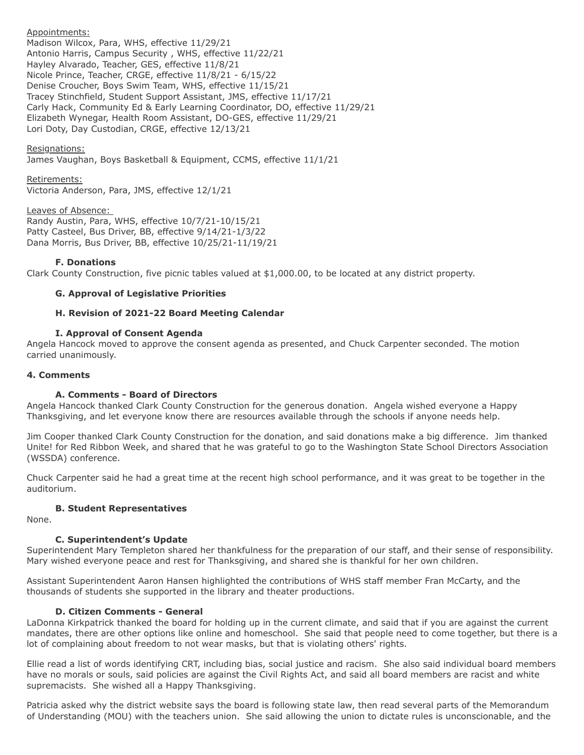Appointments:
Madison Wilcox, Para, WHS, effective 11/29/21
Antonio Harris, Campus Security , WHS, effective 11/22/21
Hayley Alvarado, Teacher, GES, effective 11/8/21
Nicole Prince, Teacher, CRGE, effective 11/8/21 - 6/15/22
Denise Croucher, Boys Swim Team, WHS, effective 11/15/21
Tracey Stinchfield, Student Support Assistant, JMS, effective 11/17/21
Carly Hack, Community Ed & Early Learning Coordinator, DO, effective 11/29/21
Elizabeth Wynegar, Health Room Assistant, DO-GES, effective 11/29/21
Lori Doty, Day Custodian, CRGE, effective 12/13/21

Resignations:
James Vaughan, Boys Basketball & Equipment, CCMS, effective 11/1/21

Retirements:
Victoria Anderson, Para, JMS, effective 12/1/21

Leaves of Absence:
Randy Austin, Para, WHS, effective 10/7/21-10/15/21
Patty Casteel, Bus Driver, BB, effective 9/14/21-1/3/22
Dana Morris, Bus Driver, BB, effective 10/25/21-11/19/21

### F. Donations

Clark County Construction, five picnic tables valued at $1,000.00, to be located at any district property.

### G. Approval of Legislative Priorities

### H. Revision of 2021-22 Board Meeting Calendar

### I. Approval of Consent Agenda

Angela Hancock moved to approve the consent agenda as presented, and Chuck Carpenter seconded. The motion carried unanimously.

## 4. Comments

### A. Comments - Board of Directors

Angela Hancock thanked Clark County Construction for the generous donation. Angela wished everyone a Happy Thanksgiving, and let everyone know there are resources available through the schools if anyone needs help.

Jim Cooper thanked Clark County Construction for the donation, and said donations make a big difference. Jim thanked Unite! for Red Ribbon Week, and shared that he was grateful to go to the Washington State School Directors Association (WSSDA) conference.

Chuck Carpenter said he had a great time at the recent high school performance, and it was great to be together in the auditorium.

### B. Student Representatives

None.

### C. Superintendent's Update

Superintendent Mary Templeton shared her thankfulness for the preparation of our staff, and their sense of responsibility. Mary wished everyone peace and rest for Thanksgiving, and shared she is thankful for her own children.

Assistant Superintendent Aaron Hansen highlighted the contributions of WHS staff member Fran McCarty, and the thousands of students she supported in the library and theater productions.

### D. Citizen Comments - General

LaDonna Kirkpatrick thanked the board for holding up in the current climate, and said that if you are against the current mandates, there are other options like online and homeschool. She said that people need to come together, but there is a lot of complaining about freedom to not wear masks, but that is violating others' rights.

Ellie read a list of words identifying CRT, including bias, social justice and racism. She also said individual board members have no morals or souls, said policies are against the Civil Rights Act, and said all board members are racist and white supremacists. She wished all a Happy Thanksgiving.

Patricia asked why the district website says the board is following state law, then read several parts of the Memorandum of Understanding (MOU) with the teachers union. She said allowing the union to dictate rules is unconscionable, and the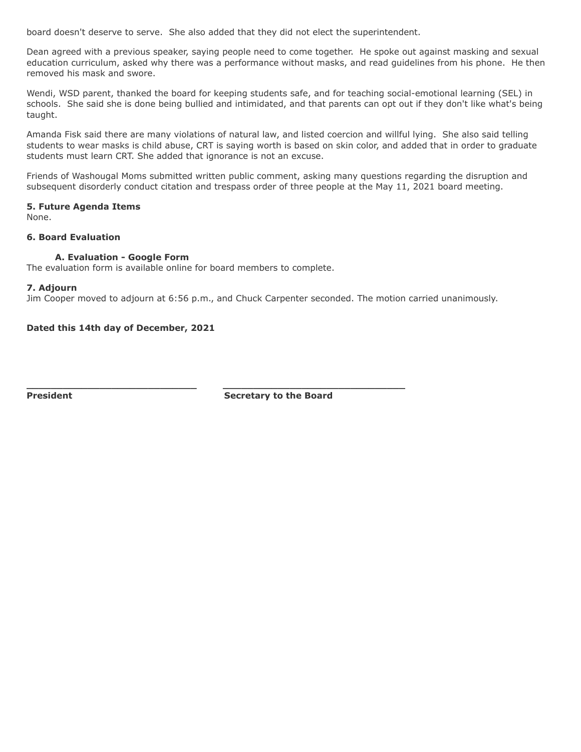board doesn't deserve to serve. She also added that they did not elect the superintendent.

Dean agreed with a previous speaker, saying people need to come together. He spoke out against masking and sexual education curriculum, asked why there was a performance without masks, and read guidelines from his phone. He then removed his mask and swore.

Wendi, WSD parent, thanked the board for keeping students safe, and for teaching social-emotional learning (SEL) in schools. She said she is done being bullied and intimidated, and that parents can opt out if they don't like what's being taught.

Amanda Fisk said there are many violations of natural law, and listed coercion and willful lying. She also said telling students to wear masks is child abuse, CRT is saying worth is based on skin color, and added that in order to graduate students must learn CRT. She added that ignorance is not an excuse.

Friends of Washougal Moms submitted written public comment, asking many questions regarding the disruption and subsequent disorderly conduct citation and trespass order of three people at the May 11, 2021 board meeting.

**5. Future Agenda Items**
None.

**6. Board Evaluation**

**A. Evaluation - Google Form**
The evaluation form is available online for board members to complete.

**7. Adjourn**
Jim Cooper moved to adjourn at 6:56 p.m., and Chuck Carpenter seconded. The motion carried unanimously.

**Dated this 14th day of December, 2021**

______________________________ ______________________________
**President** **Secretary to the Board**